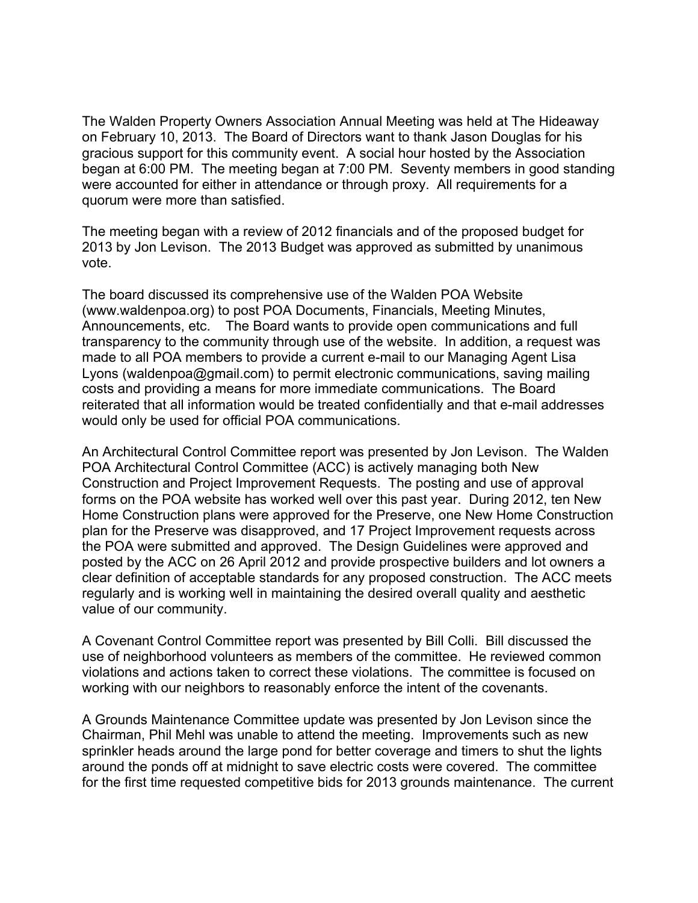The Walden Property Owners Association Annual Meeting was held at The Hideaway on February 10, 2013. The Board of Directors want to thank Jason Douglas for his gracious support for this community event. A social hour hosted by the Association began at 6:00 PM. The meeting began at 7:00 PM. Seventy members in good standing were accounted for either in attendance or through proxy. All requirements for a quorum were more than satisfied.

The meeting began with a review of 2012 financials and of the proposed budget for 2013 by Jon Levison. The 2013 Budget was approved as submitted by unanimous vote.

The board discussed its comprehensive use of the Walden POA Website (www.waldenpoa.org) to post POA Documents, Financials, Meeting Minutes, Announcements, etc. The Board wants to provide open communications and full transparency to the community through use of the website. In addition, a request was made to all POA members to provide a current e-mail to our Managing Agent Lisa Lyons (waldenpoa@gmail.com) to permit electronic communications, saving mailing costs and providing a means for more immediate communications. The Board reiterated that all information would be treated confidentially and that e-mail addresses would only be used for official POA communications.

An Architectural Control Committee report was presented by Jon Levison. The Walden POA Architectural Control Committee (ACC) is actively managing both New Construction and Project Improvement Requests. The posting and use of approval forms on the POA website has worked well over this past year. During 2012, ten New Home Construction plans were approved for the Preserve, one New Home Construction plan for the Preserve was disapproved, and 17 Project Improvement requests across the POA were submitted and approved. The Design Guidelines were approved and posted by the ACC on 26 April 2012 and provide prospective builders and lot owners a clear definition of acceptable standards for any proposed construction. The ACC meets regularly and is working well in maintaining the desired overall quality and aesthetic value of our community.

A Covenant Control Committee report was presented by Bill Colli. Bill discussed the use of neighborhood volunteers as members of the committee. He reviewed common violations and actions taken to correct these violations. The committee is focused on working with our neighbors to reasonably enforce the intent of the covenants.

A Grounds Maintenance Committee update was presented by Jon Levison since the Chairman, Phil Mehl was unable to attend the meeting. Improvements such as new sprinkler heads around the large pond for better coverage and timers to shut the lights around the ponds off at midnight to save electric costs were covered. The committee for the first time requested competitive bids for 2013 grounds maintenance. The current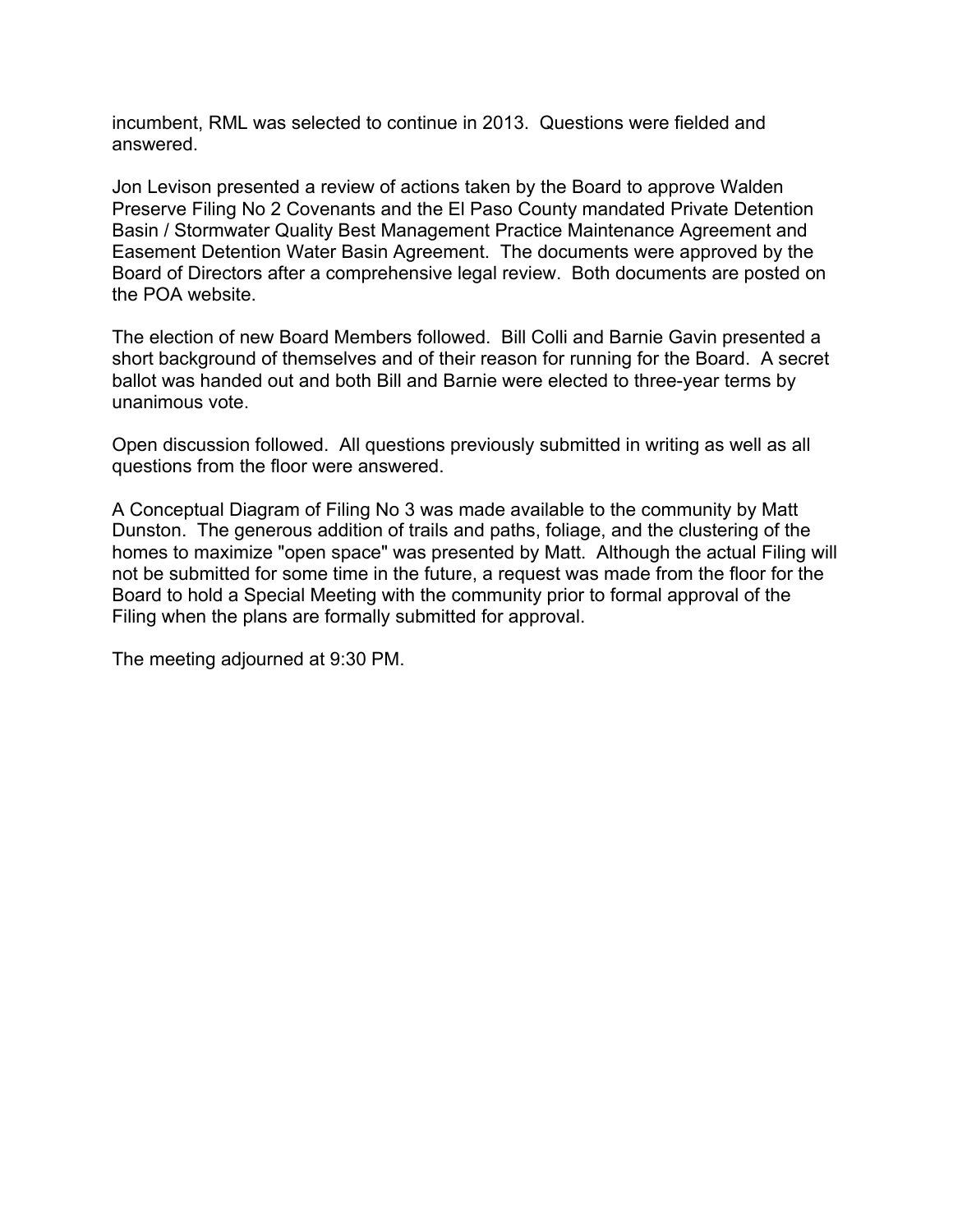incumbent, RML was selected to continue in 2013. Questions were fielded and answered.

Jon Levison presented a review of actions taken by the Board to approve Walden Preserve Filing No 2 Covenants and the El Paso County mandated Private Detention Basin / Stormwater Quality Best Management Practice Maintenance Agreement and Easement Detention Water Basin Agreement. The documents were approved by the Board of Directors after a comprehensive legal review. Both documents are posted on the POA website.

The election of new Board Members followed. Bill Colli and Barnie Gavin presented a short background of themselves and of their reason for running for the Board. A secret ballot was handed out and both Bill and Barnie were elected to three-year terms by unanimous vote.

Open discussion followed. All questions previously submitted in writing as well as all questions from the floor were answered.

A Conceptual Diagram of Filing No 3 was made available to the community by Matt Dunston. The generous addition of trails and paths, foliage, and the clustering of the homes to maximize "open space" was presented by Matt. Although the actual Filing will not be submitted for some time in the future, a request was made from the floor for the Board to hold a Special Meeting with the community prior to formal approval of the Filing when the plans are formally submitted for approval.

The meeting adjourned at 9:30 PM.